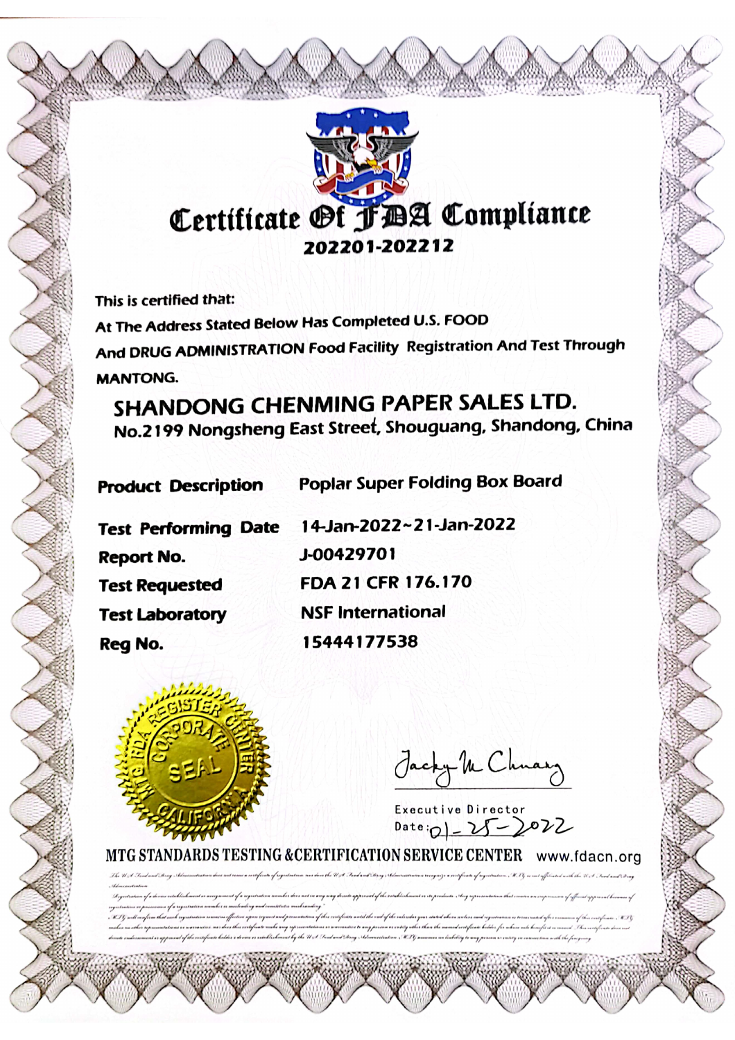# Certificate Of FDA Compliance

**202201-202212**

This is certified that:

At The Address Stated Below Has Completed U.S. FOOD And DRUG ADMINISTRATION Food Facility Registration And Test Through MANTONG.

## SHANDONG CHENMING PAPER SALES LTD.

**No.2199 Nongsheng East Street, Shouguang, Shandong, China**

| | |
|---|---|
| **Product Description** | Poplar Super Folding Box Board |
| **Test Performing Date** | 14-Jan-2022~21-Jan-2022 |
| **Report No.** | J-00429701 |
| **Test Requested** | FDA 21 CFR 176.170 |
| **Test Laboratory** | NSF International |
| **Reg No.** | 15444177538 |

MTG FDA REGISTER CENTER CORPORATE SEAL CALIFORNIA

Jacky M Chuang

Executive Director

Date: 01-25-2022

MTG STANDARDS TESTING & CERTIFICATION SERVICE CENTER www.fdacn.org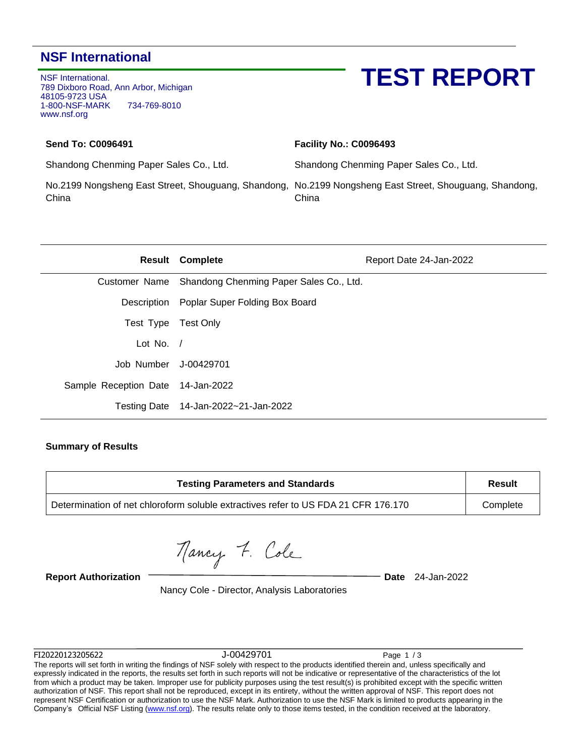## NSF International

NSF International.
789 Dixboro Road, Ann Arbor, Michigan
48105-9723 USA
1-800-NSF-MARK 734-769-8010
www.nsf.org

# TEST REPORT

| **Send To: C0096491** | **Facility No.: C0096493** |
|---|---|
| Shandong Chenming Paper Sales Co., Ltd. | Shandong Chenming Paper Sales Co., Ltd. |
| No.2199 Nongsheng East Street, Shouguang, Shandong, China | No.2199 Nongsheng East Street, Shouguang, Shandong, China |

| **Result** | **Complete** | Report Date 24-Jan-2022 |
|---|---|---|
| Customer Name | Shandong Chenming Paper Sales Co., Ltd. | |
| Description | Poplar Super Folding Box Board | |
| Test Type | Test Only | |
| Lot No. | / | |
| Job Number | J-00429701 | |
| Sample Reception Date | 14-Jan-2022 | |
| Testing Date | 14-Jan-2022~21-Jan-2022 | |

**Summary of Results**

| Testing Parameters and Standards | Result |
|---|---|
| Determination of net chloroform soluble extractives refer to US FDA 21 CFR 176.170 | Complete |

**Report Authorization** Nancy F. Cole **Date** 24-Jan-2022

Nancy Cole - Director, Analysis Laboratories

FI20220123205622 J-00429701

The reports will set forth in writing the findings of NSF solely with respect to the products identified therein and, unless specifically and expressly indicated in the reports, the results set forth in such reports will not be indicative or representative of the characteristics of the lot from which a product may be taken. Improper use for publicity purposes using the test result(s) is prohibited except with the specific written authorization of NSF. This report shall not be reproduced, except in its entirety, without the written approval of NSF. This report does not represent NSF Certification or authorization to use the NSF Mark. Authorization to use the NSF Mark is limited to products appearing in the Company's Official NSF Listing (www.nsf.org). The results relate only to those items tested, in the condition received at the laboratory.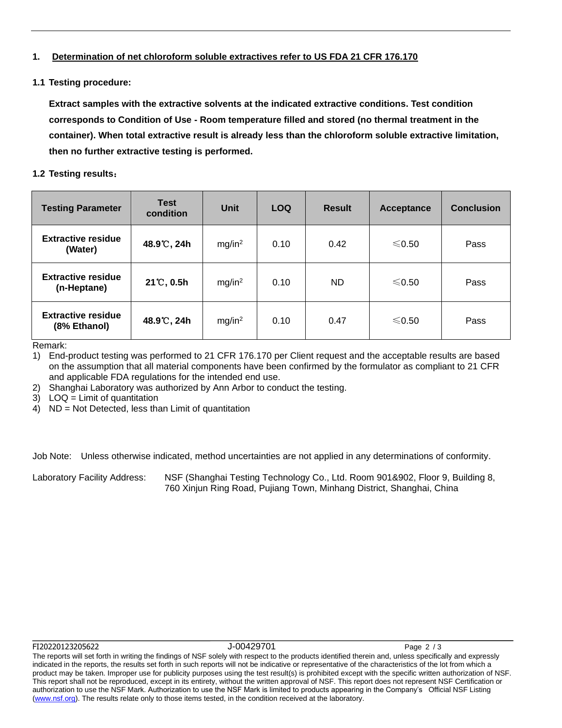## 1. Determination of net chloroform soluble extractives refer to US FDA 21 CFR 176.170

### 1.1 Testing procedure:

**Extract samples with the extractive solvents at the indicated extractive conditions. Test condition corresponds to Condition of Use - Room temperature filled and stored (no thermal treatment in the container). When total extractive result is already less than the chloroform soluble extractive limitation, then no further extractive testing is performed.**

### 1.2 Testing results：

| Testing Parameter | Test condition | Unit | LOQ | Result | Acceptance | Conclusion |
|---|---|---|---|---|---|---|
| **Extractive residue (Water)** | **48.9℃, 24h** | $mg/in^2$ | 0.10 | 0.42 | ≤0.50 | Pass |
| **Extractive residue (n-Heptane)** | **21℃, 0.5h** | $mg/in^2$ | 0.10 | ND | ≤0.50 | Pass |
| **Extractive residue (8% Ethanol)** | **48.9℃, 24h** | $mg/in^2$ | 0.10 | 0.47 | ≤0.50 | Pass |

Remark:

1) End-product testing was performed to 21 CFR 176.170 per Client request and the acceptable results are based on the assumption that all material components have been confirmed by the formulator as compliant to 21 CFR and applicable FDA regulations for the intended end use.
2) Shanghai Laboratory was authorized by Ann Arbor to conduct the testing.
3) LOQ = Limit of quantitation
4) ND = Not Detected, less than Limit of quantitation

Job Note: Unless otherwise indicated, method uncertainties are not applied in any determinations of conformity.

Laboratory Facility Address: NSF (Shanghai Testing Technology Co., Ltd. Room 901&902, Floor 9, Building 8, 760 Xinjun Ring Road, Pujiang Town, Minhang District, Shanghai, China

FI20220123205622 J-00429701

The reports will set forth in writing the findings of NSF solely with respect to the products identified therein and, unless specifically and expressly indicated in the reports, the results set forth in such reports will not be indicative or representative of the characteristics of the lot from which a product may be taken. Improper use for publicity purposes using the test result(s) is prohibited except with the specific written authorization of NSF. This report shall not be reproduced, except in its entirety, without the written approval of NSF. This report does not represent NSF Certification or authorization to use the NSF Mark. Authorization to use the NSF Mark is limited to products appearing in the Company's Official NSF Listing (www.nsf.org). The results relate only to those items tested, in the condition received at the laboratory.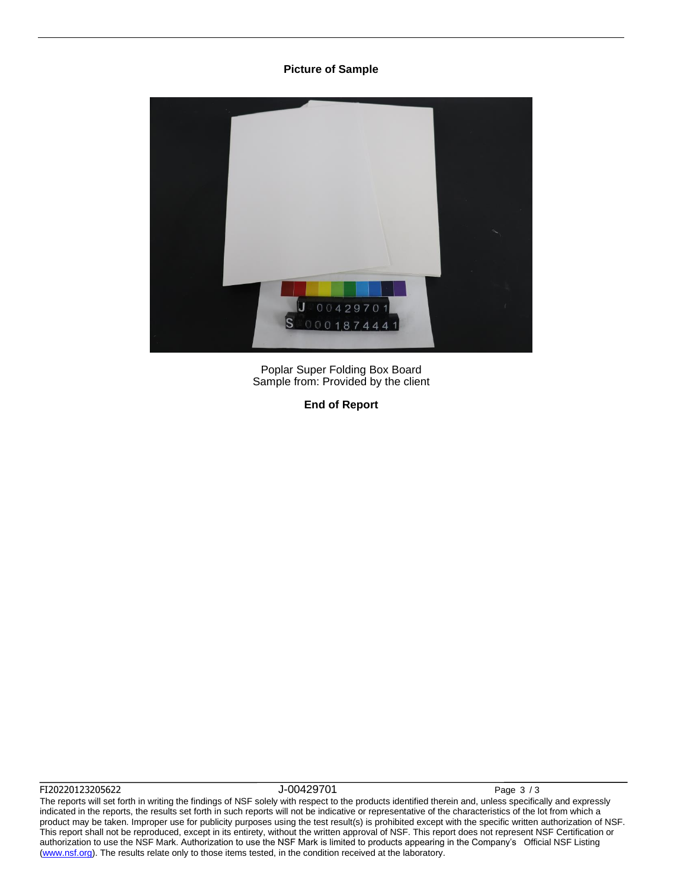**Picture of Sample**

Poplar Super Folding Box Board
Sample from: Provided by the client

**End of Report**

The reports will set forth in writing the findings of NSF solely with respect to the products identified therein and, unless specifically and expressly indicated in the reports, the results set forth in such reports will not be indicative or representative of the characteristics of the lot from which a product may be taken. Improper use for publicity purposes using the test result(s) is prohibited except with the specific written authorization of NSF. This report shall not be reproduced, except in its entirety, without the written approval of NSF. This report does not represent NSF Certification or authorization to use the NSF Mark. Authorization to use the NSF Mark is limited to products appearing in the Company's Official NSF Listing (www.nsf.org). The results relate only to those items tested, in the condition received at the laboratory.